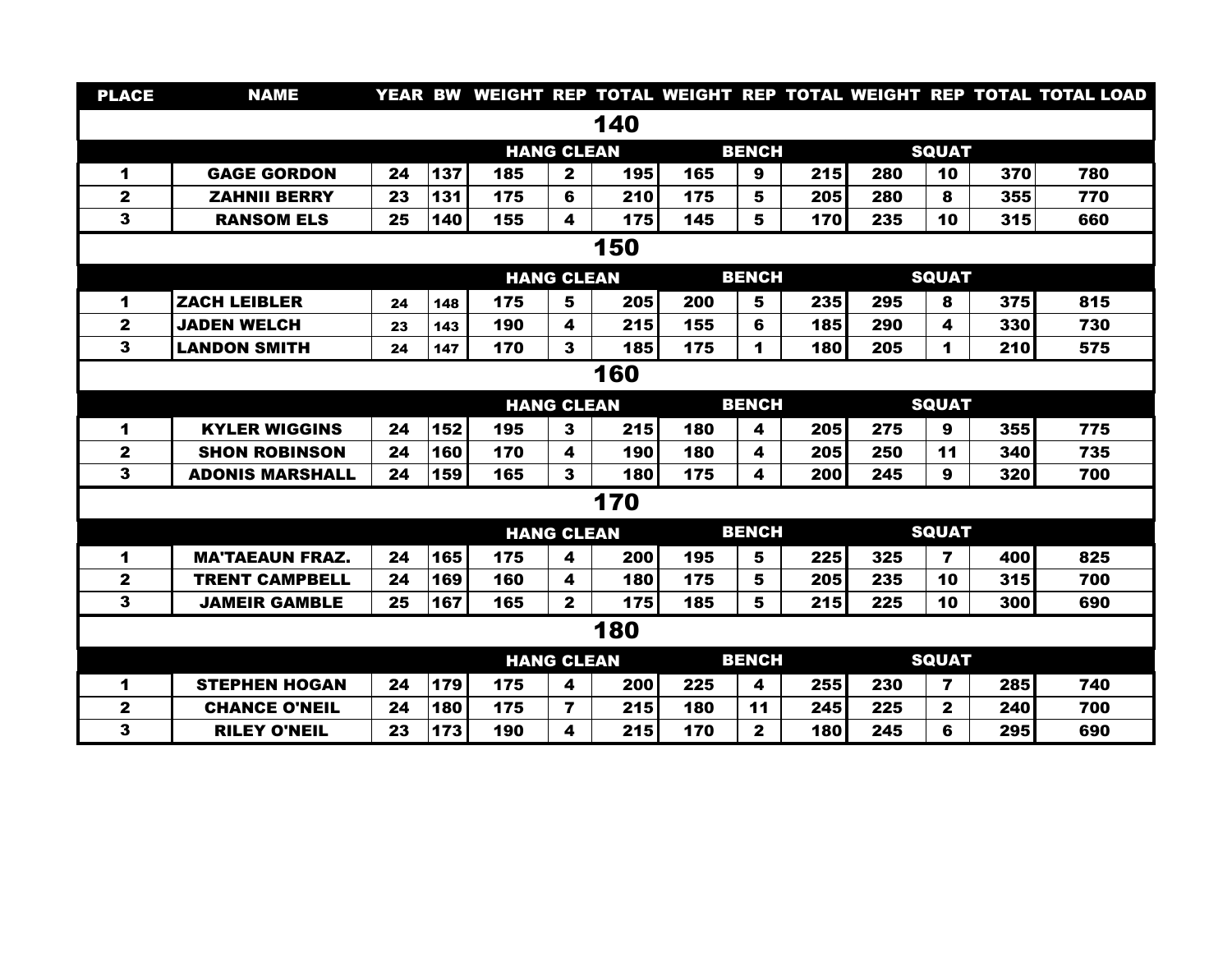| PLACE | NAME | YEAR | BW | WEIGHT | REP | TOTAL | WEIGHT | REP | TOTAL | WEIGHT | REP | TOTAL | TOTAL LOAD |
|---|---|---|---|---|---|---|---|---|---|---|---|---|---|
| | | | | | | 140 | | | | | | | |
| | | | | HANG CLEAN | | | BENCH | | | SQUAT | | | |
| 1 | GAGE GORDON | 24 | 137 | 185 | 2 | 195 | 165 | 9 | 215 | 280 | 10 | 370 | 780 |
| 2 | ZAHNII BERRY | 23 | 131 | 175 | 6 | 210 | 175 | 5 | 205 | 280 | 8 | 355 | 770 |
| 3 | RANSOM ELS | 25 | 140 | 155 | 4 | 175 | 145 | 5 | 170 | 235 | 10 | 315 | 660 |
| | | | | | | 150 | | | | | | | |
| | | | | HANG CLEAN | | | BENCH | | | SQUAT | | | |
| 1 | ZACH LEIBLER | 24 | 148 | 175 | 5 | 205 | 200 | 5 | 235 | 295 | 8 | 375 | 815 |
| 2 | JADEN WELCH | 23 | 143 | 190 | 4 | 215 | 155 | 6 | 185 | 290 | 4 | 330 | 730 |
| 3 | LANDON SMITH | 24 | 147 | 170 | 3 | 185 | 175 | 1 | 180 | 205 | 1 | 210 | 575 |
| | | | | | | 160 | | | | | | | |
| | | | | HANG CLEAN | | | BENCH | | | SQUAT | | | |
| 1 | KYLER WIGGINS | 24 | 152 | 195 | 3 | 215 | 180 | 4 | 205 | 275 | 9 | 355 | 775 |
| 2 | SHON ROBINSON | 24 | 160 | 170 | 4 | 190 | 180 | 4 | 205 | 250 | 11 | 340 | 735 |
| 3 | ADONIS MARSHALL | 24 | 159 | 165 | 3 | 180 | 175 | 4 | 200 | 245 | 9 | 320 | 700 |
| | | | | | | 170 | | | | | | | |
| | | | | HANG CLEAN | | | BENCH | | | SQUAT | | | |
| 1 | MA'TAEAUN FRAZ. | 24 | 165 | 175 | 4 | 200 | 195 | 5 | 225 | 325 | 7 | 400 | 825 |
| 2 | TRENT CAMPBELL | 24 | 169 | 160 | 4 | 180 | 175 | 5 | 205 | 235 | 10 | 315 | 700 |
| 3 | JAMEIR GAMBLE | 25 | 167 | 165 | 2 | 175 | 185 | 5 | 215 | 225 | 10 | 300 | 690 |
| | | | | | | 180 | | | | | | | |
| | | | | HANG CLEAN | | | BENCH | | | SQUAT | | | |
| 1 | STEPHEN HOGAN | 24 | 179 | 175 | 4 | 200 | 225 | 4 | 255 | 230 | 7 | 285 | 740 |
| 2 | CHANCE O'NEIL | 24 | 180 | 175 | 7 | 215 | 180 | 11 | 245 | 225 | 2 | 240 | 700 |
| 3 | RILEY O'NEIL | 23 | 173 | 190 | 4 | 215 | 170 | 2 | 180 | 245 | 6 | 295 | 690 |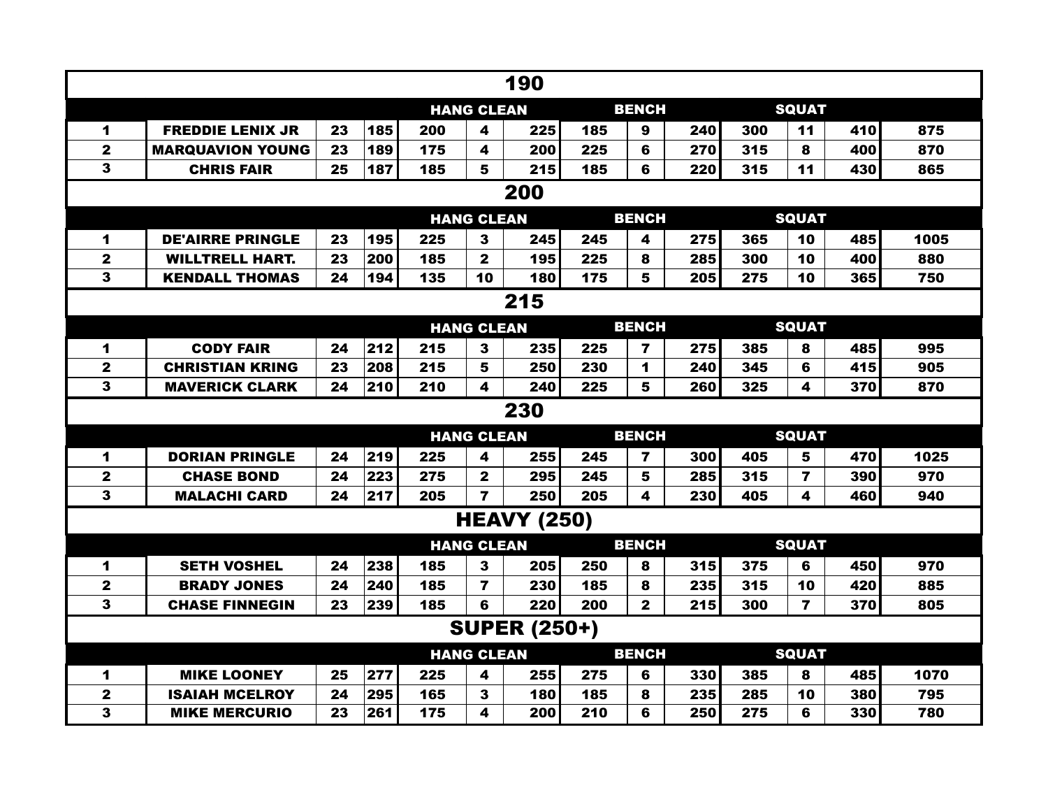| | | | | | | | | | | | | |
|---|---|---|---|---|---|---|---|---|---|---|---|---|
| **190** | | | | | | | | | | | | |
| | | | | **HANG CLEAN** | | | **BENCH** | | | **SQUAT** | | |
| 1 | FREDDIE LENIX JR | 23 | 185 | 200 | 4 | 225 | 185 | 9 | 240 | 300 | 11 | 410 | 875 |
| 2 | MARQUAVION YOUNG | 23 | 189 | 175 | 4 | 200 | 225 | 6 | 270 | 315 | 8 | 400 | 870 |
| 3 | CHRIS FAIR | 25 | 187 | 185 | 5 | 215 | 185 | 6 | 220 | 315 | 11 | 430 | 865 |
| **200** | | | | | | | | | | | | |
| | | | | **HANG CLEAN** | | | **BENCH** | | | **SQUAT** | | |
| 1 | DE'AIRRE PRINGLE | 23 | 195 | 225 | 3 | 245 | 245 | 4 | 275 | 365 | 10 | 485 | 1005 |
| 2 | WILLTRELL HART. | 23 | 200 | 185 | 2 | 195 | 225 | 8 | 285 | 300 | 10 | 400 | 880 |
| 3 | KENDALL THOMAS | 24 | 194 | 135 | 10 | 180 | 175 | 5 | 205 | 275 | 10 | 365 | 750 |
| **215** | | | | | | | | | | | | |
| | | | | **HANG CLEAN** | | | **BENCH** | | | **SQUAT** | | |
| 1 | CODY FAIR | 24 | 212 | 215 | 3 | 235 | 225 | 7 | 275 | 385 | 8 | 485 | 995 |
| 2 | CHRISTIAN KRING | 23 | 208 | 215 | 5 | 250 | 230 | 1 | 240 | 345 | 6 | 415 | 905 |
| 3 | MAVERICK CLARK | 24 | 210 | 210 | 4 | 240 | 225 | 5 | 260 | 325 | 4 | 370 | 870 |
| **230** | | | | | | | | | | | | |
| | | | | **HANG CLEAN** | | | **BENCH** | | | **SQUAT** | | |
| 1 | DORIAN PRINGLE | 24 | 219 | 225 | 4 | 255 | 245 | 7 | 300 | 405 | 5 | 470 | 1025 |
| 2 | CHASE BOND | 24 | 223 | 275 | 2 | 295 | 245 | 5 | 285 | 315 | 7 | 390 | 970 |
| 3 | MALACHI CARD | 24 | 217 | 205 | 7 | 250 | 205 | 4 | 230 | 405 | 4 | 460 | 940 |
| **HEAVY (250)** | | | | | | | | | | | | |
| | | | | **HANG CLEAN** | | | **BENCH** | | | **SQUAT** | | |
| 1 | SETH VOSHEL | 24 | 238 | 185 | 3 | 205 | 250 | 8 | 315 | 375 | 6 | 450 | 970 |
| 2 | BRADY JONES | 24 | 240 | 185 | 7 | 230 | 185 | 8 | 235 | 315 | 10 | 420 | 885 |
| 3 | CHASE FINNEGIN | 23 | 239 | 185 | 6 | 220 | 200 | 2 | 215 | 300 | 7 | 370 | 805 |
| **SUPER (250+)** | | | | | | | | | | | | |
| | | | | **HANG CLEAN** | | | **BENCH** | | | **SQUAT** | | |
| 1 | MIKE LOONEY | 25 | 277 | 225 | 4 | 255 | 275 | 6 | 330 | 385 | 8 | 485 | 1070 |
| 2 | ISAIAH MCELROY | 24 | 295 | 165 | 3 | 180 | 185 | 8 | 235 | 285 | 10 | 380 | 795 |
| 3 | MIKE MERCURIO | 23 | 261 | 175 | 4 | 200 | 210 | 6 | 250 | 275 | 6 | 330 | 780 |